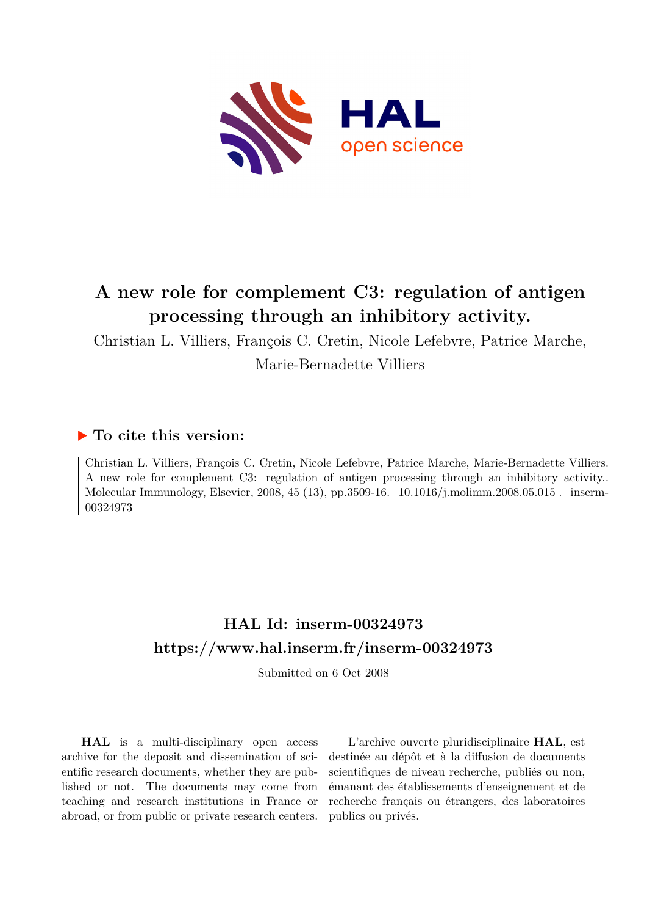# A new role for complement C3: regulation of antigen processing through an inhibitory activity.

Christian L. Villiers, François C. Cretin, Nicole Lefebvre, Patrice Marche, Marie-Bernadette Villiers

## ▶ To cite this version:

Christian L. Villiers, François C. Cretin, Nicole Lefebvre, Patrice Marche, Marie-Bernadette Villiers. A new role for complement C3: regulation of antigen processing through an inhibitory activity.. Molecular Immunology, Elsevier, 2008, 45 (13), pp.3509-16. 10.1016/j.molimm.2008.05.015 . inserm-00324973

## HAL Id: inserm-00324973

## https://www.hal.inserm.fr/inserm-00324973

Submitted on 6 Oct 2008

**HAL** is a multi-disciplinary open access archive for the deposit and dissemination of scientific research documents, whether they are published or not. The documents may come from teaching and research institutions in France or abroad, or from public or private research centers.

L'archive ouverte pluridisciplinaire **HAL**, est destinée au dépôt et à la diffusion de documents scientifiques de niveau recherche, publiés ou non, émanant des établissements d'enseignement et de recherche français ou étrangers, des laboratoires publics ou privés.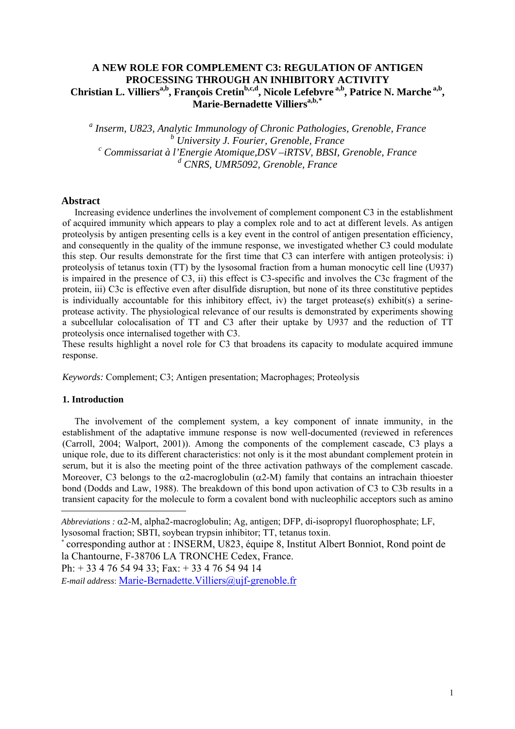# A NEW ROLE FOR COMPLEMENT C3: REGULATION OF ANTIGEN PROCESSING THROUGH AN INHIBITORY ACTIVITY

**Christian L. Villiers[a,b], François Cretin[b,c,d], Nicole Lefebvre[a,b], Patrice N. Marche[a,b], Marie-Bernadette Villiers[a,b,*]**

*[a] Inserm, U823, Analytic Immunology of Chronic Pathologies, Grenoble, France*
*[b] University J. Fourier, Grenoble, France*
*[c] Commissariat à l'Energie Atomique,DSV –iRTSV, BBSI, Grenoble, France*
*[d] CNRS, UMR5092, Grenoble, France*

## Abstract

Increasing evidence underlines the involvement of complement component C3 in the establishment of acquired immunity which appears to play a complex role and to act at different levels. As antigen proteolysis by antigen presenting cells is a key event in the control of antigen presentation efficiency, and consequently in the quality of the immune response, we investigated whether C3 could modulate this step. Our results demonstrate for the first time that C3 can interfere with antigen proteolysis: i) proteolysis of tetanus toxin (TT) by the lysosomal fraction from a human monocytic cell line (U937) is impaired in the presence of C3, ii) this effect is C3-specific and involves the C3c fragment of the protein, iii) C3c is effective even after disulfide disruption, but none of its three constitutive peptides is individually accountable for this inhibitory effect, iv) the target protease(s) exhibit(s) a serine-protease activity. The physiological relevance of our results is demonstrated by experiments showing a subcellular colocalisation of TT and C3 after their uptake by U937 and the reduction of TT proteolysis once internalised together with C3.

These results highlight a novel role for C3 that broadens its capacity to modulate acquired immune response.

*Keywords:* Complement; C3; Antigen presentation; Macrophages; Proteolysis

### 1. Introduction

The involvement of the complement system, a key component of innate immunity, in the establishment of the adaptative immune response is now well-documented (reviewed in references (Carroll, 2004; Walport, 2001)). Among the components of the complement cascade, C3 plays a unique role, due to its different characteristics: not only is it the most abundant complement protein in serum, but it is also the meeting point of the three activation pathways of the complement cascade. Moreover, C3 belongs to the α2-macroglobulin (α2-M) family that contains an intrachain thioester bond (Dodds and Law, 1988). The breakdown of this bond upon activation of C3 to C3b results in a transient capacity for the molecule to form a covalent bond with nucleophilic acceptors such as amino

---

*Abbreviations :* α2-M, alpha2-macroglobulin; Ag, antigen; DFP, di-isopropyl fluorophosphate; LF, lysosomal fraction; SBTI, soybean trypsin inhibitor; TT, tetanus toxin.

[*] corresponding author at : INSERM, U823, équipe 8, Institut Albert Bonniot, Rond point de la Chantourne, F-38706 LA TRONCHE Cedex, France.

Ph: + 33 4 76 54 94 33; Fax: + 33 4 76 54 94 14

*E-mail address*: Marie-Bernadette.Villiers@ujf-grenoble.fr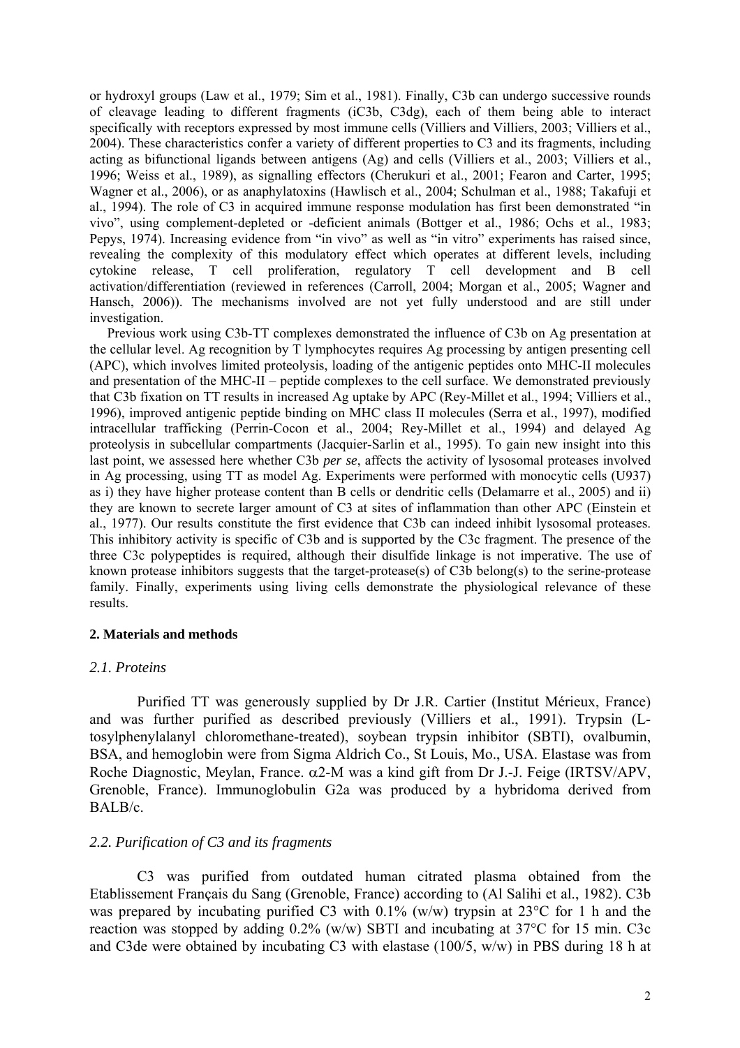or hydroxyl groups (Law et al., 1979; Sim et al., 1981). Finally, C3b can undergo successive rounds of cleavage leading to different fragments (iC3b, C3dg), each of them being able to interact specifically with receptors expressed by most immune cells (Villiers and Villiers, 2003; Villiers et al., 2004). These characteristics confer a variety of different properties to C3 and its fragments, including acting as bifunctional ligands between antigens (Ag) and cells (Villiers et al., 2003; Villiers et al., 1996; Weiss et al., 1989), as signalling effectors (Cherukuri et al., 2001; Fearon and Carter, 1995; Wagner et al., 2006), or as anaphylatoxins (Hawlisch et al., 2004; Schulman et al., 1988; Takafuji et al., 1994). The role of C3 in acquired immune response modulation has first been demonstrated "in vivo", using complement-depleted or -deficient animals (Bottger et al., 1986; Ochs et al., 1983; Pepys, 1974). Increasing evidence from "in vivo" as well as "in vitro" experiments has raised since, revealing the complexity of this modulatory effect which operates at different levels, including cytokine release, T cell proliferation, regulatory T cell development and B cell activation/differentiation (reviewed in references (Carroll, 2004; Morgan et al., 2005; Wagner and Hansch, 2006)). The mechanisms involved are not yet fully understood and are still under investigation.

Previous work using C3b-TT complexes demonstrated the influence of C3b on Ag presentation at the cellular level. Ag recognition by T lymphocytes requires Ag processing by antigen presenting cell (APC), which involves limited proteolysis, loading of the antigenic peptides onto MHC-II molecules and presentation of the MHC-II – peptide complexes to the cell surface. We demonstrated previously that C3b fixation on TT results in increased Ag uptake by APC (Rey-Millet et al., 1994; Villiers et al., 1996), improved antigenic peptide binding on MHC class II molecules (Serra et al., 1997), modified intracellular trafficking (Perrin-Cocon et al., 2004; Rey-Millet et al., 1994) and delayed Ag proteolysis in subcellular compartments (Jacquier-Sarlin et al., 1995). To gain new insight into this last point, we assessed here whether C3b *per se*, affects the activity of lysosomal proteases involved in Ag processing, using TT as model Ag. Experiments were performed with monocytic cells (U937) as i) they have higher protease content than B cells or dendritic cells (Delamarre et al., 2005) and ii) they are known to secrete larger amount of C3 at sites of inflammation than other APC (Einstein et al., 1977). Our results constitute the first evidence that C3b can indeed inhibit lysosomal proteases. This inhibitory activity is specific of C3b and is supported by the C3c fragment. The presence of the three C3c polypeptides is required, although their disulfide linkage is not imperative. The use of known protease inhibitors suggests that the target-protease(s) of C3b belong(s) to the serine-protease family. Finally, experiments using living cells demonstrate the physiological relevance of these results.

## 2. Materials and methods

### *2.1. Proteins*

Purified TT was generously supplied by Dr J.R. Cartier (Institut Mérieux, France) and was further purified as described previously (Villiers et al., 1991). Trypsin (L-tosylphenylalanyl chloromethane-treated), soybean trypsin inhibitor (SBTI), ovalbumin, BSA, and hemoglobin were from Sigma Aldrich Co., St Louis, Mo., USA. Elastase was from Roche Diagnostic, Meylan, France. α2-M was a kind gift from Dr J.-J. Feige (IRTSV/APV, Grenoble, France). Immunoglobulin G2a was produced by a hybridoma derived from BALB/c.

### *2.2. Purification of C3 and its fragments*

C3 was purified from outdated human citrated plasma obtained from the Etablissement Français du Sang (Grenoble, France) according to (Al Salihi et al., 1982). C3b was prepared by incubating purified C3 with 0.1% (w/w) trypsin at 23°C for 1 h and the reaction was stopped by adding 0.2% (w/w) SBTI and incubating at 37°C for 15 min. C3c and C3de were obtained by incubating C3 with elastase (100/5, w/w) in PBS during 18 h at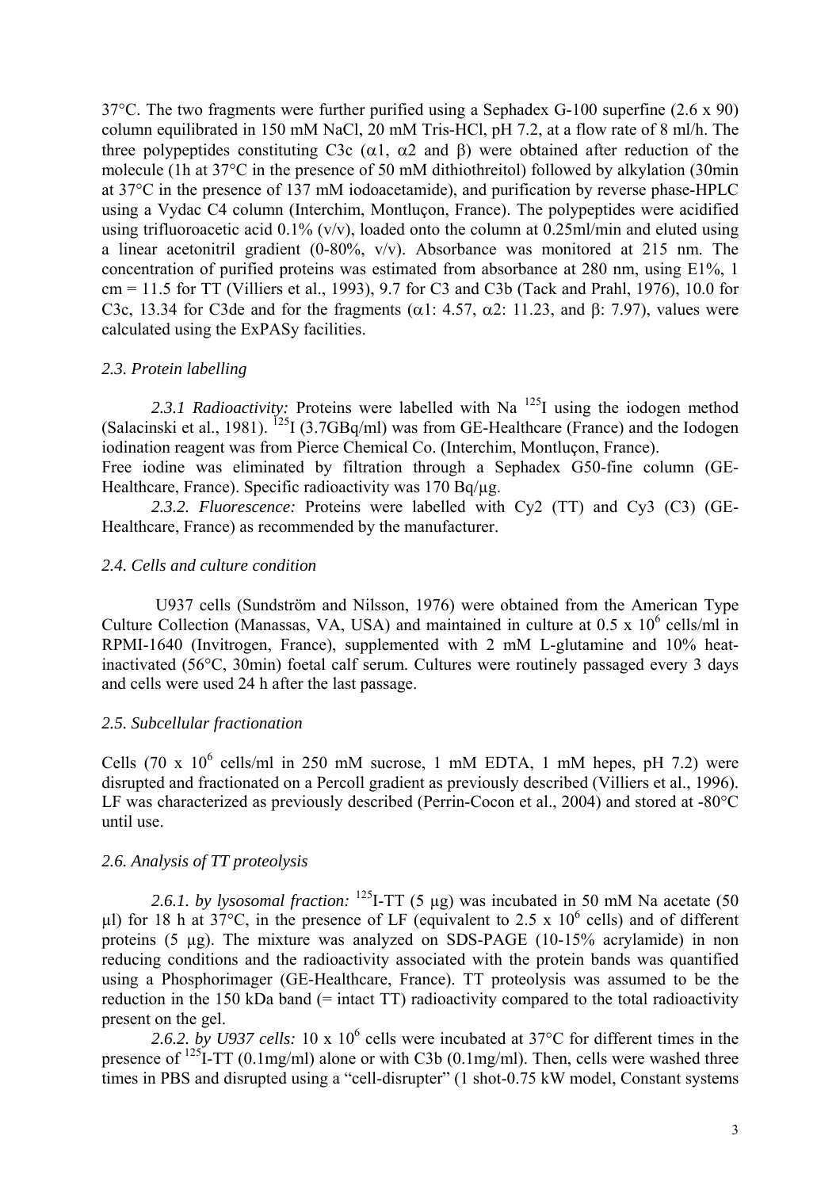37°C. The two fragments were further purified using a Sephadex G-100 superfine (2.6 x 90) column equilibrated in 150 mM NaCl, 20 mM Tris-HCl, pH 7.2, at a flow rate of 8 ml/h. The three polypeptides constituting C3c ($\alpha 1$, $\alpha 2$ and $\beta$) were obtained after reduction of the molecule (1h at 37°C in the presence of 50 mM dithiothreitol) followed by alkylation (30min at 37°C in the presence of 137 mM iodoacetamide), and purification by reverse phase-HPLC using a Vydac C4 column (Interchim, Montluçon, France). The polypeptides were acidified using trifluoroacetic acid 0.1% (v/v), loaded onto the column at 0.25ml/min and eluted using a linear acetonitril gradient (0-80%, v/v). Absorbance was monitored at 215 nm. The concentration of purified proteins was estimated from absorbance at 280 nm, using E1%, 1 cm = 11.5 for TT (Villiers et al., 1993), 9.7 for C3 and C3b (Tack and Prahl, 1976), 10.0 for C3c, 13.34 for C3de and for the fragments ($\alpha 1$: 4.57, $\alpha 2$: 11.23, and $\beta$: 7.97), values were calculated using the ExPASy facilities.

## *2.3. Protein labelling*

*2.3.1 Radioactivity:* Proteins were labelled with Na $^{125}$I using the iodogen method (Salacinski et al., 1981). $^{125}$I (3.7GBq/ml) was from GE-Healthcare (France) and the Iodogen iodination reagent was from Pierce Chemical Co. (Interchim, Montluçon, France).
Free iodine was eliminated by filtration through a Sephadex G50-fine column (GE-Healthcare, France). Specific radioactivity was 170 Bq/µg.

*2.3.2. Fluorescence:* Proteins were labelled with Cy2 (TT) and Cy3 (C3) (GE-Healthcare, France) as recommended by the manufacturer.

## *2.4. Cells and culture condition*

U937 cells (Sundström and Nilsson, 1976) were obtained from the American Type Culture Collection (Manassas, VA, USA) and maintained in culture at 0.5 x $10^6$ cells/ml in RPMI-1640 (Invitrogen, France), supplemented with 2 mM L-glutamine and 10% heat-inactivated (56°C, 30min) foetal calf serum. Cultures were routinely passaged every 3 days and cells were used 24 h after the last passage.

## *2.5. Subcellular fractionation*

Cells (70 x $10^6$ cells/ml in 250 mM sucrose, 1 mM EDTA, 1 mM hepes, pH 7.2) were disrupted and fractionated on a Percoll gradient as previously described (Villiers et al., 1996). LF was characterized as previously described (Perrin-Cocon et al., 2004) and stored at -80°C until use.

## *2.6. Analysis of TT proteolysis*

*2.6.1. by lysosomal fraction:* $^{125}$I-TT (5 µg) was incubated in 50 mM Na acetate (50 µl) for 18 h at 37°C, in the presence of LF (equivalent to 2.5 x $10^6$ cells) and of different proteins (5 µg). The mixture was analyzed on SDS-PAGE (10-15% acrylamide) in non reducing conditions and the radioactivity associated with the protein bands was quantified using a Phosphorimager (GE-Healthcare, France). TT proteolysis was assumed to be the reduction in the 150 kDa band (= intact TT) radioactivity compared to the total radioactivity present on the gel.

*2.6.2. by U937 cells:* 10 x $10^6$ cells were incubated at 37°C for different times in the presence of $^{125}$I-TT (0.1mg/ml) alone or with C3b (0.1mg/ml). Then, cells were washed three times in PBS and disrupted using a "cell-disrupter" (1 shot-0.75 kW model, Constant systems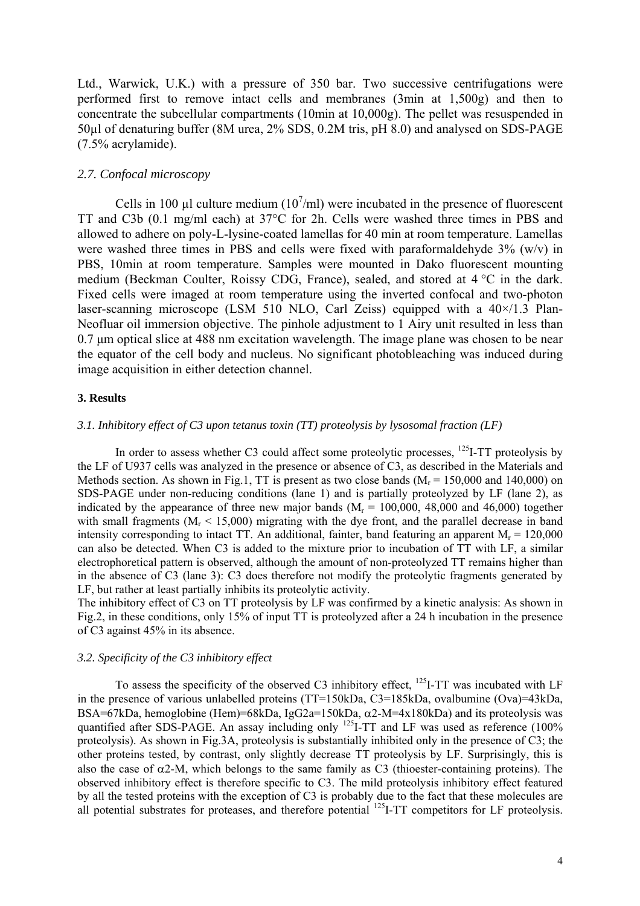Ltd., Warwick, U.K.) with a pressure of 350 bar. Two successive centrifugations were performed first to remove intact cells and membranes (3min at 1,500g) and then to concentrate the subcellular compartments (10min at 10,000g). The pellet was resuspended in 50µl of denaturing buffer (8M urea, 2% SDS, 0.2M tris, pH 8.0) and analysed on SDS-PAGE (7.5% acrylamide).

### *2.7. Confocal microscopy*

Cells in 100 µl culture medium ($10^7$/ml) were incubated in the presence of fluorescent TT and C3b (0.1 mg/ml each) at 37°C for 2h. Cells were washed three times in PBS and allowed to adhere on poly-L-lysine-coated lamellas for 40 min at room temperature. Lamellas were washed three times in PBS and cells were fixed with paraformaldehyde 3% (w/v) in PBS, 10min at room temperature. Samples were mounted in Dako fluorescent mounting medium (Beckman Coulter, Roissy CDG, France), sealed, and stored at 4 °C in the dark. Fixed cells were imaged at room temperature using the inverted confocal and two-photon laser-scanning microscope (LSM 510 NLO, Carl Zeiss) equipped with a 40×/1.3 Plan-Neofluar oil immersion objective. The pinhole adjustment to 1 Airy unit resulted in less than 0.7 µm optical slice at 488 nm excitation wavelength. The image plane was chosen to be near the equator of the cell body and nucleus. No significant photobleaching was induced during image acquisition in either detection channel.

## 3. Results

### *3.1. Inhibitory effect of C3 upon tetanus toxin (TT) proteolysis by lysosomal fraction (LF)*

In order to assess whether C3 could affect some proteolytic processes, $^{125}$I-TT proteolysis by the LF of U937 cells was analyzed in the presence or absence of C3, as described in the Materials and Methods section. As shown in Fig.1, TT is present as two close bands ($M_r$ = 150,000 and 140,000) on SDS-PAGE under non-reducing conditions (lane 1) and is partially proteolyzed by LF (lane 2), as indicated by the appearance of three new major bands ($M_r$ = 100,000, 48,000 and 46,000) together with small fragments ($M_r$ < 15,000) migrating with the dye front, and the parallel decrease in band intensity corresponding to intact TT. An additional, fainter, band featuring an apparent $M_r$ = 120,000 can also be detected. When C3 is added to the mixture prior to incubation of TT with LF, a similar electrophoretical pattern is observed, although the amount of non-proteolyzed TT remains higher than in the absence of C3 (lane 3): C3 does therefore not modify the proteolytic fragments generated by LF, but rather at least partially inhibits its proteolytic activity.

The inhibitory effect of C3 on TT proteolysis by LF was confirmed by a kinetic analysis: As shown in Fig.2, in these conditions, only 15% of input TT is proteolyzed after a 24 h incubation in the presence of C3 against 45% in its absence.

### *3.2. Specificity of the C3 inhibitory effect*

To assess the specificity of the observed C3 inhibitory effect, $^{125}$I-TT was incubated with LF in the presence of various unlabelled proteins (TT=150kDa, C3=185kDa, ovalbumine (Ova)=43kDa, BSA=67kDa, hemoglobine (Hem)=68kDa, IgG2a=150kDa, α2-M=4x180kDa) and its proteolysis was quantified after SDS-PAGE. An assay including only $^{125}$I-TT and LF was used as reference (100% proteolysis). As shown in Fig.3A, proteolysis is substantially inhibited only in the presence of C3; the other proteins tested, by contrast, only slightly decrease TT proteolysis by LF. Surprisingly, this is also the case of α2-M, which belongs to the same family as C3 (thioester-containing proteins). The observed inhibitory effect is therefore specific to C3. The mild proteolysis inhibitory effect featured by all the tested proteins with the exception of C3 is probably due to the fact that these molecules are all potential substrates for proteases, and therefore potential $^{125}$I-TT competitors for LF proteolysis.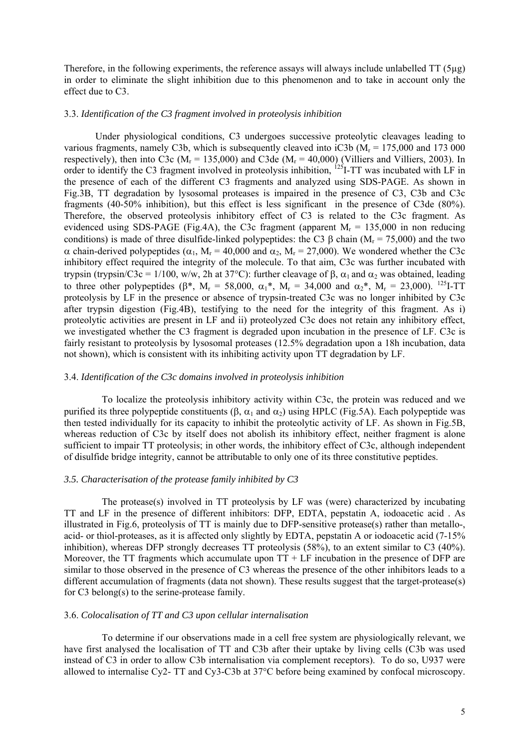Therefore, in the following experiments, the reference assays will always include unlabelled TT (5µg) in order to eliminate the slight inhibition due to this phenomenon and to take in account only the effect due to C3.

### 3.3. *Identification of the C3 fragment involved in proteolysis inhibition*

Under physiological conditions, C3 undergoes successive proteolytic cleavages leading to various fragments, namely C3b, which is subsequently cleaved into iC3b ($M_r$ = 175,000 and 173 000 respectively), then into C3c ($M_r$ = 135,000) and C3de ($M_r$ = 40,000) (Villiers and Villiers, 2003). In order to identify the C3 fragment involved in proteolysis inhibition, $^{125}$I-TT was incubated with LF in the presence of each of the different C3 fragments and analyzed using SDS-PAGE. As shown in Fig.3B, TT degradation by lysosomal proteases is impaired in the presence of C3, C3b and C3c fragments (40-50% inhibition), but this effect is less significant in the presence of C3de (80%). Therefore, the observed proteolysis inhibitory effect of C3 is related to the C3c fragment. As evidenced using SDS-PAGE (Fig.4A), the C3c fragment (apparent $M_r$ = 135,000 in non reducing conditions) is made of three disulfide-linked polypeptides: the C3 $\beta$ chain ($M_r$ = 75,000) and the two $\alpha$ chain-derived polypeptides ($\alpha_1$, $M_r$ = 40,000 and $\alpha_2$, $M_r$ = 27,000). We wondered whether the C3c inhibitory effect required the integrity of the molecule. To that aim, C3c was further incubated with trypsin (trypsin/C3c = 1/100, w/w, 2h at 37°C): further cleavage of $\beta$, $\alpha_1$ and $\alpha_2$ was obtained, leading to three other polypeptides ($\beta$*, $M_r$ = 58,000, $\alpha_1$*, $M_r$ = 34,000 and $\alpha_2$*, $M_r$ = 23,000). $^{125}$I-TT proteolysis by LF in the presence or absence of trypsin-treated C3c was no longer inhibited by C3c after trypsin digestion (Fig.4B), testifying to the need for the integrity of this fragment. As i) proteolytic activities are present in LF and ii) proteolyzed C3c does not retain any inhibitory effect, we investigated whether the C3 fragment is degraded upon incubation in the presence of LF. C3c is fairly resistant to proteolysis by lysosomal proteases (12.5% degradation upon a 18h incubation, data not shown), which is consistent with its inhibiting activity upon TT degradation by LF.

### 3.4. *Identification of the C3c domains involved in proteolysis inhibition*

To localize the proteolysis inhibitory activity within C3c, the protein was reduced and we purified its three polypeptide constituents ($\beta$, $\alpha_1$ and $\alpha_2$) using HPLC (Fig.5A). Each polypeptide was then tested individually for its capacity to inhibit the proteolytic activity of LF. As shown in Fig.5B, whereas reduction of C3c by itself does not abolish its inhibitory effect, neither fragment is alone sufficient to impair TT proteolysis; in other words, the inhibitory effect of C3c, although independent of disulfide bridge integrity, cannot be attributable to only one of its three constitutive peptides.

### *3.5. Characterisation of the protease family inhibited by C3*

The protease(s) involved in TT proteolysis by LF was (were) characterized by incubating TT and LF in the presence of different inhibitors: DFP, EDTA, pepstatin A, iodoacetic acid . As illustrated in Fig.6, proteolysis of TT is mainly due to DFP-sensitive protease(s) rather than metallo-, acid- or thiol-proteases, as it is affected only slightly by EDTA, pepstatin A or iodoacetic acid (7-15% inhibition), whereas DFP strongly decreases TT proteolysis (58%), to an extent similar to C3 (40%). Moreover, the TT fragments which accumulate upon TT + LF incubation in the presence of DFP are similar to those observed in the presence of C3 whereas the presence of the other inhibitors leads to a different accumulation of fragments (data not shown). These results suggest that the target-protease(s) for C3 belong(s) to the serine-protease family.

### 3.6. *Colocalisation of TT and C3 upon cellular internalisation*

To determine if our observations made in a cell free system are physiologically relevant, we have first analysed the localisation of TT and C3b after their uptake by living cells (C3b was used instead of C3 in order to allow C3b internalisation via complement receptors). To do so, U937 were allowed to internalise Cy2- TT and Cy3-C3b at 37°C before being examined by confocal microscopy.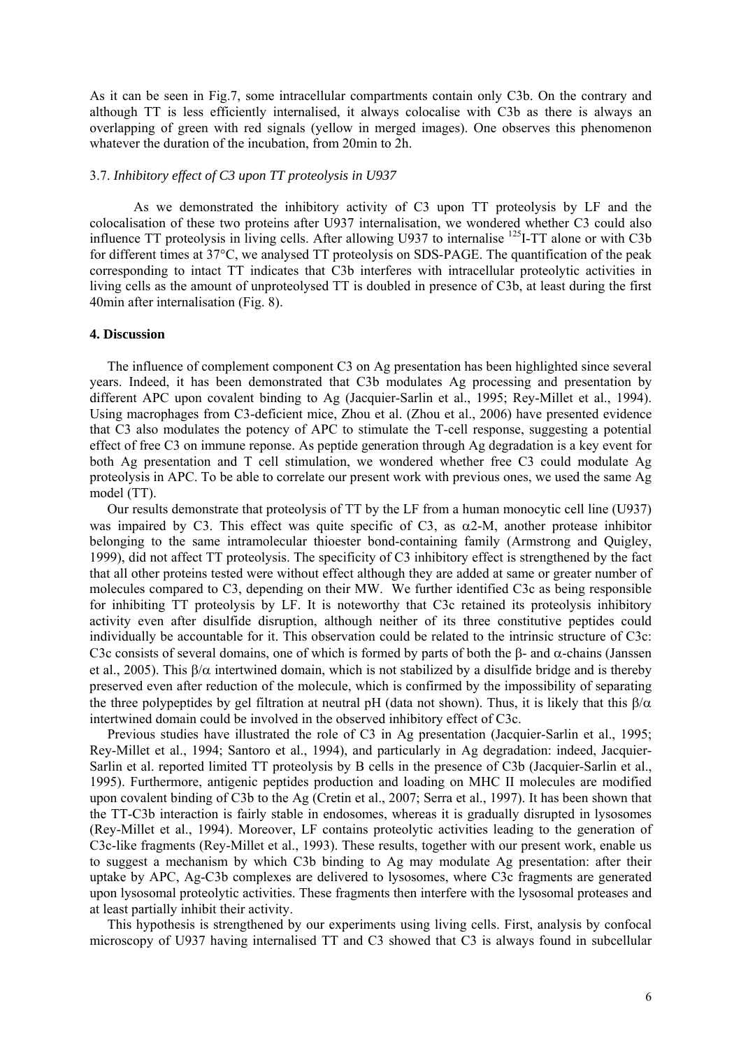As it can be seen in Fig.7, some intracellular compartments contain only C3b. On the contrary and although TT is less efficiently internalised, it always colocalise with C3b as there is always an overlapping of green with red signals (yellow in merged images). One observes this phenomenon whatever the duration of the incubation, from 20min to 2h.

### 3.7. *Inhibitory effect of C3 upon TT proteolysis in U937*

As we demonstrated the inhibitory activity of C3 upon TT proteolysis by LF and the colocalisation of these two proteins after U937 internalisation, we wondered whether C3 could also influence TT proteolysis in living cells. After allowing U937 to internalise $^{125}$I-TT alone or with C3b for different times at 37°C, we analysed TT proteolysis on SDS-PAGE. The quantification of the peak corresponding to intact TT indicates that C3b interferes with intracellular proteolytic activities in living cells as the amount of unproteolysed TT is doubled in presence of C3b, at least during the first 40min after internalisation (Fig. 8).

## 4. Discussion

The influence of complement component C3 on Ag presentation has been highlighted since several years. Indeed, it has been demonstrated that C3b modulates Ag processing and presentation by different APC upon covalent binding to Ag (Jacquier-Sarlin et al., 1995; Rey-Millet et al., 1994). Using macrophages from C3-deficient mice, Zhou et al. (Zhou et al., 2006) have presented evidence that C3 also modulates the potency of APC to stimulate the T-cell response, suggesting a potential effect of free C3 on immune reponse. As peptide generation through Ag degradation is a key event for both Ag presentation and T cell stimulation, we wondered whether free C3 could modulate Ag proteolysis in APC. To be able to correlate our present work with previous ones, we used the same Ag model (TT).

Our results demonstrate that proteolysis of TT by the LF from a human monocytic cell line (U937) was impaired by C3. This effect was quite specific of C3, as α2-M, another protease inhibitor belonging to the same intramolecular thioester bond-containing family (Armstrong and Quigley, 1999), did not affect TT proteolysis. The specificity of C3 inhibitory effect is strengthened by the fact that all other proteins tested were without effect although they are added at same or greater number of molecules compared to C3, depending on their MW. We further identified C3c as being responsible for inhibiting TT proteolysis by LF. It is noteworthy that C3c retained its proteolysis inhibitory activity even after disulfide disruption, although neither of its three constitutive peptides could individually be accountable for it. This observation could be related to the intrinsic structure of C3c: C3c consists of several domains, one of which is formed by parts of both the β- and α-chains (Janssen et al., 2005). This β/α intertwined domain, which is not stabilized by a disulfide bridge and is thereby preserved even after reduction of the molecule, which is confirmed by the impossibility of separating the three polypeptides by gel filtration at neutral pH (data not shown). Thus, it is likely that this β/α intertwined domain could be involved in the observed inhibitory effect of C3c.

Previous studies have illustrated the role of C3 in Ag presentation (Jacquier-Sarlin et al., 1995; Rey-Millet et al., 1994; Santoro et al., 1994), and particularly in Ag degradation: indeed, Jacquier-Sarlin et al. reported limited TT proteolysis by B cells in the presence of C3b (Jacquier-Sarlin et al., 1995). Furthermore, antigenic peptides production and loading on MHC II molecules are modified upon covalent binding of C3b to the Ag (Cretin et al., 2007; Serra et al., 1997). It has been shown that the TT-C3b interaction is fairly stable in endosomes, whereas it is gradually disrupted in lysosomes (Rey-Millet et al., 1994). Moreover, LF contains proteolytic activities leading to the generation of C3c-like fragments (Rey-Millet et al., 1993). These results, together with our present work, enable us to suggest a mechanism by which C3b binding to Ag may modulate Ag presentation: after their uptake by APC, Ag-C3b complexes are delivered to lysosomes, where C3c fragments are generated upon lysosomal proteolytic activities. These fragments then interfere with the lysosomal proteases and at least partially inhibit their activity.

This hypothesis is strengthened by our experiments using living cells. First, analysis by confocal microscopy of U937 having internalised TT and C3 showed that C3 is always found in subcellular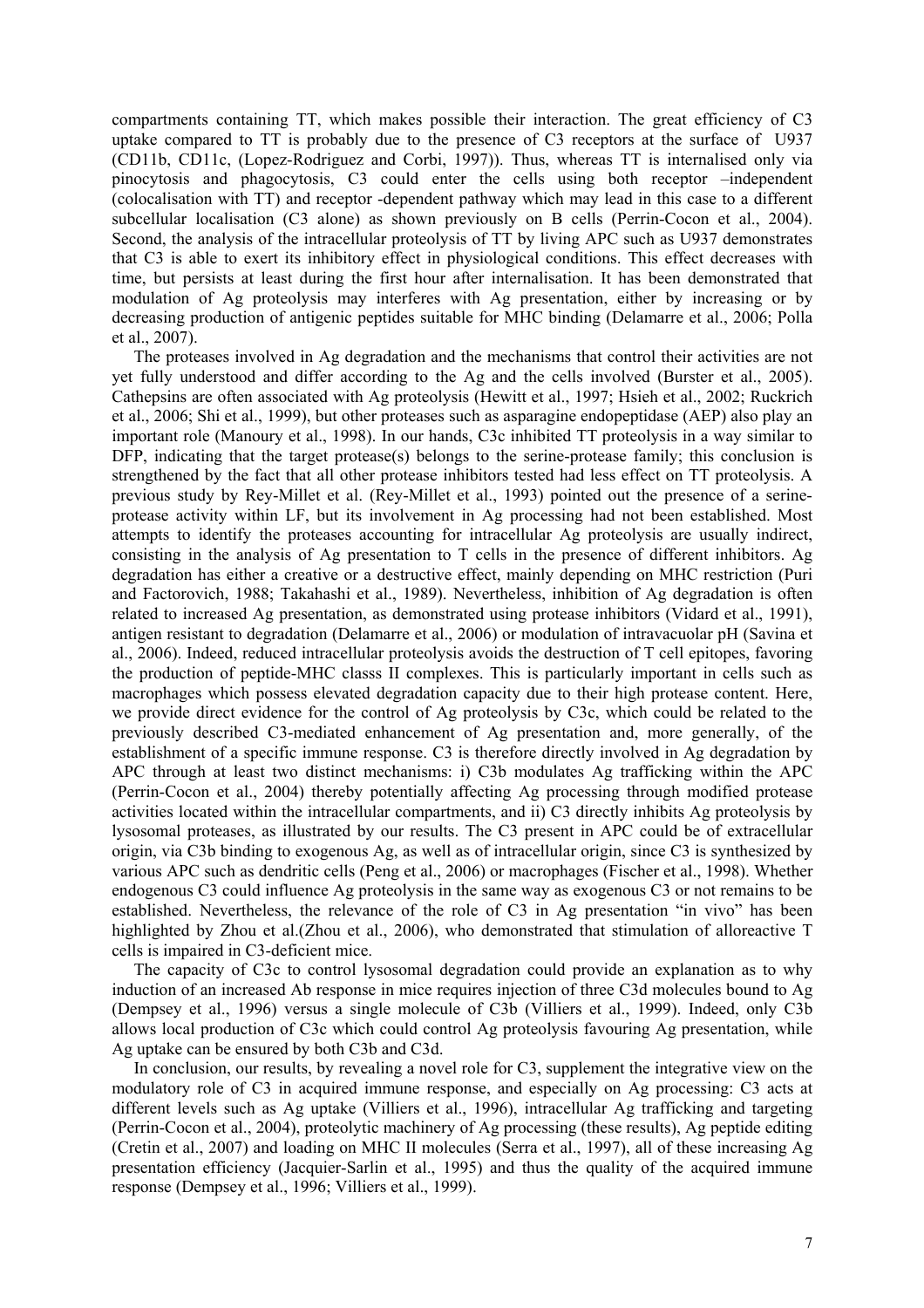compartments containing TT, which makes possible their interaction. The great efficiency of C3 uptake compared to TT is probably due to the presence of C3 receptors at the surface of U937 (CD11b, CD11c, (Lopez-Rodriguez and Corbi, 1997)). Thus, whereas TT is internalised only via pinocytosis and phagocytosis, C3 could enter the cells using both receptor –independent (colocalisation with TT) and receptor -dependent pathway which may lead in this case to a different subcellular localisation (C3 alone) as shown previously on B cells (Perrin-Cocon et al., 2004). Second, the analysis of the intracellular proteolysis of TT by living APC such as U937 demonstrates that C3 is able to exert its inhibitory effect in physiological conditions. This effect decreases with time, but persists at least during the first hour after internalisation. It has been demonstrated that modulation of Ag proteolysis may interferes with Ag presentation, either by increasing or by decreasing production of antigenic peptides suitable for MHC binding (Delamarre et al., 2006; Polla et al., 2007).

The proteases involved in Ag degradation and the mechanisms that control their activities are not yet fully understood and differ according to the Ag and the cells involved (Burster et al., 2005). Cathepsins are often associated with Ag proteolysis (Hewitt et al., 1997; Hsieh et al., 2002; Ruckrich et al., 2006; Shi et al., 1999), but other proteases such as asparagine endopeptidase (AEP) also play an important role (Manoury et al., 1998). In our hands, C3c inhibited TT proteolysis in a way similar to DFP, indicating that the target protease(s) belongs to the serine-protease family; this conclusion is strengthened by the fact that all other protease inhibitors tested had less effect on TT proteolysis. A previous study by Rey-Millet et al. (Rey-Millet et al., 1993) pointed out the presence of a serine-protease activity within LF, but its involvement in Ag processing had not been established. Most attempts to identify the proteases accounting for intracellular Ag proteolysis are usually indirect, consisting in the analysis of Ag presentation to T cells in the presence of different inhibitors. Ag degradation has either a creative or a destructive effect, mainly depending on MHC restriction (Puri and Factorovich, 1988; Takahashi et al., 1989). Nevertheless, inhibition of Ag degradation is often related to increased Ag presentation, as demonstrated using protease inhibitors (Vidard et al., 1991), antigen resistant to degradation (Delamarre et al., 2006) or modulation of intravacuolar pH (Savina et al., 2006). Indeed, reduced intracellular proteolysis avoids the destruction of T cell epitopes, favoring the production of peptide-MHC classs II complexes. This is particularly important in cells such as macrophages which possess elevated degradation capacity due to their high protease content. Here, we provide direct evidence for the control of Ag proteolysis by C3c, which could be related to the previously described C3-mediated enhancement of Ag presentation and, more generally, of the establishment of a specific immune response. C3 is therefore directly involved in Ag degradation by APC through at least two distinct mechanisms: i) C3b modulates Ag trafficking within the APC (Perrin-Cocon et al., 2004) thereby potentially affecting Ag processing through modified protease activities located within the intracellular compartments, and ii) C3 directly inhibits Ag proteolysis by lysosomal proteases, as illustrated by our results. The C3 present in APC could be of extracellular origin, via C3b binding to exogenous Ag, as well as of intracellular origin, since C3 is synthesized by various APC such as dendritic cells (Peng et al., 2006) or macrophages (Fischer et al., 1998). Whether endogenous C3 could influence Ag proteolysis in the same way as exogenous C3 or not remains to be established. Nevertheless, the relevance of the role of C3 in Ag presentation "in vivo" has been highlighted by Zhou et al.(Zhou et al., 2006), who demonstrated that stimulation of alloreactive T cells is impaired in C3-deficient mice.

The capacity of C3c to control lysosomal degradation could provide an explanation as to why induction of an increased Ab response in mice requires injection of three C3d molecules bound to Ag (Dempsey et al., 1996) versus a single molecule of C3b (Villiers et al., 1999). Indeed, only C3b allows local production of C3c which could control Ag proteolysis favouring Ag presentation, while Ag uptake can be ensured by both C3b and C3d.

In conclusion, our results, by revealing a novel role for C3, supplement the integrative view on the modulatory role of C3 in acquired immune response, and especially on Ag processing: C3 acts at different levels such as Ag uptake (Villiers et al., 1996), intracellular Ag trafficking and targeting (Perrin-Cocon et al., 2004), proteolytic machinery of Ag processing (these results), Ag peptide editing (Cretin et al., 2007) and loading on MHC II molecules (Serra et al., 1997), all of these increasing Ag presentation efficiency (Jacquier-Sarlin et al., 1995) and thus the quality of the acquired immune response (Dempsey et al., 1996; Villiers et al., 1999).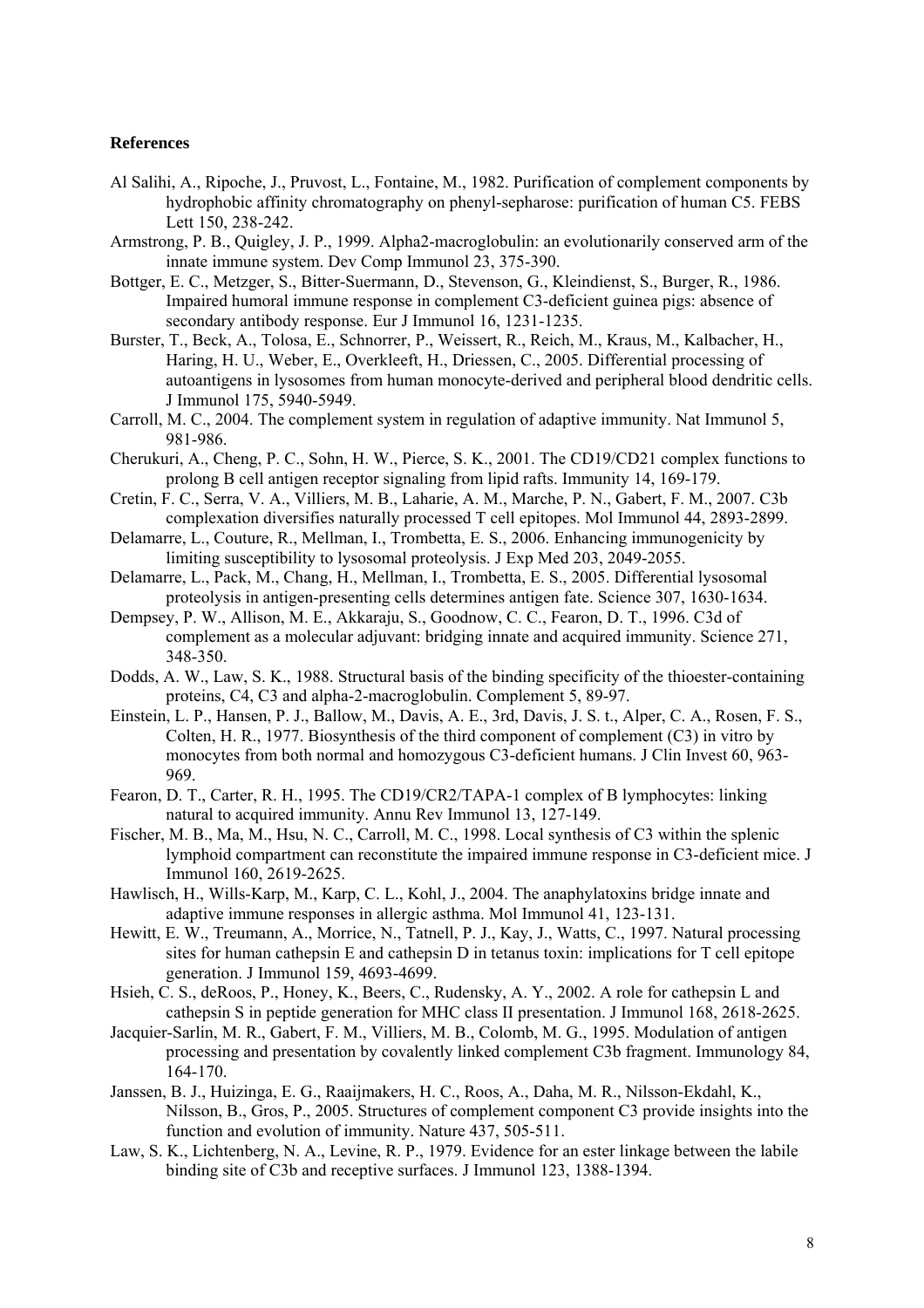**References**

Al Salihi, A., Ripoche, J., Pruvost, L., Fontaine, M., 1982. Purification of complement components by hydrophobic affinity chromatography on phenyl-sepharose: purification of human C5. FEBS Lett 150, 238-242.

Armstrong, P. B., Quigley, J. P., 1999. Alpha2-macroglobulin: an evolutionarily conserved arm of the innate immune system. Dev Comp Immunol 23, 375-390.

Bottger, E. C., Metzger, S., Bitter-Suermann, D., Stevenson, G., Kleindienst, S., Burger, R., 1986. Impaired humoral immune response in complement C3-deficient guinea pigs: absence of secondary antibody response. Eur J Immunol 16, 1231-1235.

Burster, T., Beck, A., Tolosa, E., Schnorrer, P., Weissert, R., Reich, M., Kraus, M., Kalbacher, H., Haring, H. U., Weber, E., Overkleeft, H., Driessen, C., 2005. Differential processing of autoantigens in lysosomes from human monocyte-derived and peripheral blood dendritic cells. J Immunol 175, 5940-5949.

Carroll, M. C., 2004. The complement system in regulation of adaptive immunity. Nat Immunol 5, 981-986.

Cherukuri, A., Cheng, P. C., Sohn, H. W., Pierce, S. K., 2001. The CD19/CD21 complex functions to prolong B cell antigen receptor signaling from lipid rafts. Immunity 14, 169-179.

Cretin, F. C., Serra, V. A., Villiers, M. B., Laharie, A. M., Marche, P. N., Gabert, F. M., 2007. C3b complexation diversifies naturally processed T cell epitopes. Mol Immunol 44, 2893-2899.

Delamarre, L., Couture, R., Mellman, I., Trombetta, E. S., 2006. Enhancing immunogenicity by limiting susceptibility to lysosomal proteolysis. J Exp Med 203, 2049-2055.

Delamarre, L., Pack, M., Chang, H., Mellman, I., Trombetta, E. S., 2005. Differential lysosomal proteolysis in antigen-presenting cells determines antigen fate. Science 307, 1630-1634.

Dempsey, P. W., Allison, M. E., Akkaraju, S., Goodnow, C. C., Fearon, D. T., 1996. C3d of complement as a molecular adjuvant: bridging innate and acquired immunity. Science 271, 348-350.

Dodds, A. W., Law, S. K., 1988. Structural basis of the binding specificity of the thioester-containing proteins, C4, C3 and alpha-2-macroglobulin. Complement 5, 89-97.

Einstein, L. P., Hansen, P. J., Ballow, M., Davis, A. E., 3rd, Davis, J. S. t., Alper, C. A., Rosen, F. S., Colten, H. R., 1977. Biosynthesis of the third component of complement (C3) in vitro by monocytes from both normal and homozygous C3-deficient humans. J Clin Invest 60, 963-969.

Fearon, D. T., Carter, R. H., 1995. The CD19/CR2/TAPA-1 complex of B lymphocytes: linking natural to acquired immunity. Annu Rev Immunol 13, 127-149.

Fischer, M. B., Ma, M., Hsu, N. C., Carroll, M. C., 1998. Local synthesis of C3 within the splenic lymphoid compartment can reconstitute the impaired immune response in C3-deficient mice. J Immunol 160, 2619-2625.

Hawlisch, H., Wills-Karp, M., Karp, C. L., Kohl, J., 2004. The anaphylatoxins bridge innate and adaptive immune responses in allergic asthma. Mol Immunol 41, 123-131.

Hewitt, E. W., Treumann, A., Morrice, N., Tatnell, P. J., Kay, J., Watts, C., 1997. Natural processing sites for human cathepsin E and cathepsin D in tetanus toxin: implications for T cell epitope generation. J Immunol 159, 4693-4699.

Hsieh, C. S., deRoos, P., Honey, K., Beers, C., Rudensky, A. Y., 2002. A role for cathepsin L and cathepsin S in peptide generation for MHC class II presentation. J Immunol 168, 2618-2625.

Jacquier-Sarlin, M. R., Gabert, F. M., Villiers, M. B., Colomb, M. G., 1995. Modulation of antigen processing and presentation by covalently linked complement C3b fragment. Immunology 84, 164-170.

Janssen, B. J., Huizinga, E. G., Raaijmakers, H. C., Roos, A., Daha, M. R., Nilsson-Ekdahl, K., Nilsson, B., Gros, P., 2005. Structures of complement component C3 provide insights into the function and evolution of immunity. Nature 437, 505-511.

Law, S. K., Lichtenberg, N. A., Levine, R. P., 1979. Evidence for an ester linkage between the labile binding site of C3b and receptive surfaces. J Immunol 123, 1388-1394.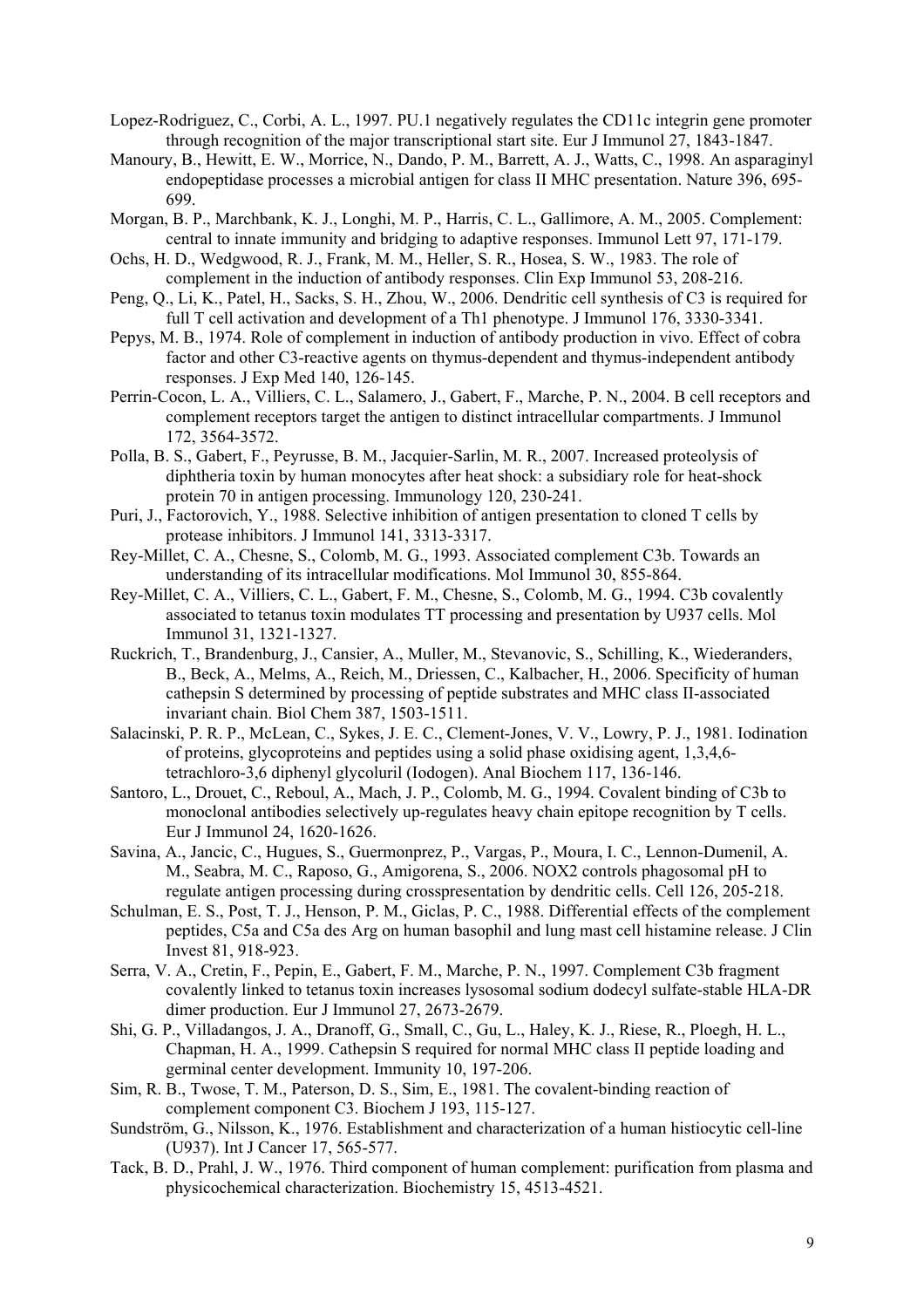Lopez-Rodriguez, C., Corbi, A. L., 1997. PU.1 negatively regulates the CD11c integrin gene promoter through recognition of the major transcriptional start site. Eur J Immunol 27, 1843-1847.

Manoury, B., Hewitt, E. W., Morrice, N., Dando, P. M., Barrett, A. J., Watts, C., 1998. An asparaginyl endopeptidase processes a microbial antigen for class II MHC presentation. Nature 396, 695-699.

Morgan, B. P., Marchbank, K. J., Longhi, M. P., Harris, C. L., Gallimore, A. M., 2005. Complement: central to innate immunity and bridging to adaptive responses. Immunol Lett 97, 171-179.

Ochs, H. D., Wedgwood, R. J., Frank, M. M., Heller, S. R., Hosea, S. W., 1983. The role of complement in the induction of antibody responses. Clin Exp Immunol 53, 208-216.

Peng, Q., Li, K., Patel, H., Sacks, S. H., Zhou, W., 2006. Dendritic cell synthesis of C3 is required for full T cell activation and development of a Th1 phenotype. J Immunol 176, 3330-3341.

Pepys, M. B., 1974. Role of complement in induction of antibody production in vivo. Effect of cobra factor and other C3-reactive agents on thymus-dependent and thymus-independent antibody responses. J Exp Med 140, 126-145.

Perrin-Cocon, L. A., Villiers, C. L., Salamero, J., Gabert, F., Marche, P. N., 2004. B cell receptors and complement receptors target the antigen to distinct intracellular compartments. J Immunol 172, 3564-3572.

Polla, B. S., Gabert, F., Peyrusse, B. M., Jacquier-Sarlin, M. R., 2007. Increased proteolysis of diphtheria toxin by human monocytes after heat shock: a subsidiary role for heat-shock protein 70 in antigen processing. Immunology 120, 230-241.

Puri, J., Factorovich, Y., 1988. Selective inhibition of antigen presentation to cloned T cells by protease inhibitors. J Immunol 141, 3313-3317.

Rey-Millet, C. A., Chesne, S., Colomb, M. G., 1993. Associated complement C3b. Towards an understanding of its intracellular modifications. Mol Immunol 30, 855-864.

Rey-Millet, C. A., Villiers, C. L., Gabert, F. M., Chesne, S., Colomb, M. G., 1994. C3b covalently associated to tetanus toxin modulates TT processing and presentation by U937 cells. Mol Immunol 31, 1321-1327.

Ruckrich, T., Brandenburg, J., Cansier, A., Muller, M., Stevanovic, S., Schilling, K., Wiederanders, B., Beck, A., Melms, A., Reich, M., Driessen, C., Kalbacher, H., 2006. Specificity of human cathepsin S determined by processing of peptide substrates and MHC class II-associated invariant chain. Biol Chem 387, 1503-1511.

Salacinski, P. R. P., McLean, C., Sykes, J. E. C., Clement-Jones, V. V., Lowry, P. J., 1981. Iodination of proteins, glycoproteins and peptides using a solid phase oxidising agent, 1,3,4,6-tetrachloro-3,6 diphenyl glycoluril (Iodogen). Anal Biochem 117, 136-146.

Santoro, L., Drouet, C., Reboul, A., Mach, J. P., Colomb, M. G., 1994. Covalent binding of C3b to monoclonal antibodies selectively up-regulates heavy chain epitope recognition by T cells. Eur J Immunol 24, 1620-1626.

Savina, A., Jancic, C., Hugues, S., Guermonprez, P., Vargas, P., Moura, I. C., Lennon-Dumenil, A. M., Seabra, M. C., Raposo, G., Amigorena, S., 2006. NOX2 controls phagosomal pH to regulate antigen processing during crosspresentation by dendritic cells. Cell 126, 205-218.

Schulman, E. S., Post, T. J., Henson, P. M., Giclas, P. C., 1988. Differential effects of the complement peptides, C5a and C5a des Arg on human basophil and lung mast cell histamine release. J Clin Invest 81, 918-923.

Serra, V. A., Cretin, F., Pepin, E., Gabert, F. M., Marche, P. N., 1997. Complement C3b fragment covalently linked to tetanus toxin increases lysosomal sodium dodecyl sulfate-stable HLA-DR dimer production. Eur J Immunol 27, 2673-2679.

Shi, G. P., Villadangos, J. A., Dranoff, G., Small, C., Gu, L., Haley, K. J., Riese, R., Ploegh, H. L., Chapman, H. A., 1999. Cathepsin S required for normal MHC class II peptide loading and germinal center development. Immunity 10, 197-206.

Sim, R. B., Twose, T. M., Paterson, D. S., Sim, E., 1981. The covalent-binding reaction of complement component C3. Biochem J 193, 115-127.

Sundström, G., Nilsson, K., 1976. Establishment and characterization of a human histiocytic cell-line (U937). Int J Cancer 17, 565-577.

Tack, B. D., Prahl, J. W., 1976. Third component of human complement: purification from plasma and physicochemical characterization. Biochemistry 15, 4513-4521.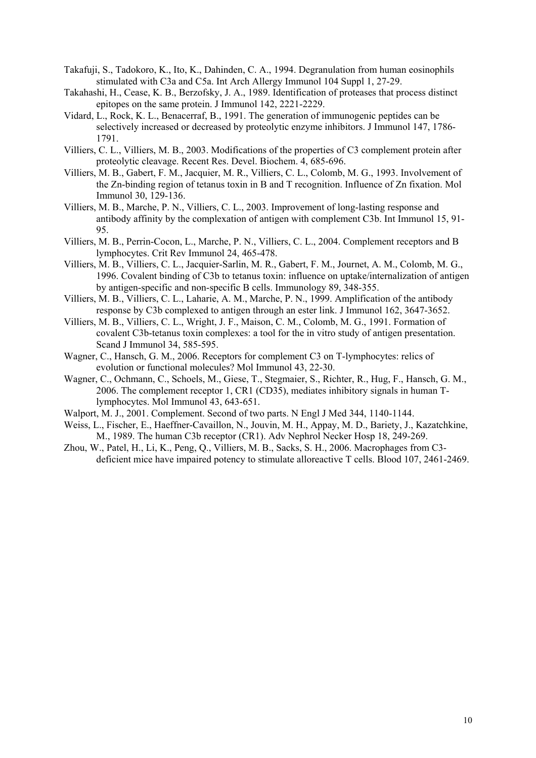Takafuji, S., Tadokoro, K., Ito, K., Dahinden, C. A., 1994. Degranulation from human eosinophils stimulated with C3a and C5a. Int Arch Allergy Immunol 104 Suppl 1, 27-29.

Takahashi, H., Cease, K. B., Berzofsky, J. A., 1989. Identification of proteases that process distinct epitopes on the same protein. J Immunol 142, 2221-2229.

Vidard, L., Rock, K. L., Benacerraf, B., 1991. The generation of immunogenic peptides can be selectively increased or decreased by proteolytic enzyme inhibitors. J Immunol 147, 1786-1791.

Villiers, C. L., Villiers, M. B., 2003. Modifications of the properties of C3 complement protein after proteolytic cleavage. Recent Res. Devel. Biochem. 4, 685-696.

Villiers, M. B., Gabert, F. M., Jacquier, M. R., Villiers, C. L., Colomb, M. G., 1993. Involvement of the Zn-binding region of tetanus toxin in B and T recognition. Influence of Zn fixation. Mol Immunol 30, 129-136.

Villiers, M. B., Marche, P. N., Villiers, C. L., 2003. Improvement of long-lasting response and antibody affinity by the complexation of antigen with complement C3b. Int Immunol 15, 91-95.

Villiers, M. B., Perrin-Cocon, L., Marche, P. N., Villiers, C. L., 2004. Complement receptors and B lymphocytes. Crit Rev Immunol 24, 465-478.

Villiers, M. B., Villiers, C. L., Jacquier-Sarlin, M. R., Gabert, F. M., Journet, A. M., Colomb, M. G., 1996. Covalent binding of C3b to tetanus toxin: influence on uptake/internalization of antigen by antigen-specific and non-specific B cells. Immunology 89, 348-355.

Villiers, M. B., Villiers, C. L., Laharie, A. M., Marche, P. N., 1999. Amplification of the antibody response by C3b complexed to antigen through an ester link. J Immunol 162, 3647-3652.

Villiers, M. B., Villiers, C. L., Wright, J. F., Maison, C. M., Colomb, M. G., 1991. Formation of covalent C3b-tetanus toxin complexes: a tool for the in vitro study of antigen presentation. Scand J Immunol 34, 585-595.

Wagner, C., Hansch, G. M., 2006. Receptors for complement C3 on T-lymphocytes: relics of evolution or functional molecules? Mol Immunol 43, 22-30.

Wagner, C., Ochmann, C., Schoels, M., Giese, T., Stegmaier, S., Richter, R., Hug, F., Hansch, G. M., 2006. The complement receptor 1, CR1 (CD35), mediates inhibitory signals in human T-lymphocytes. Mol Immunol 43, 643-651.

Walport, M. J., 2001. Complement. Second of two parts. N Engl J Med 344, 1140-1144.

Weiss, L., Fischer, E., Haeffner-Cavaillon, N., Jouvin, M. H., Appay, M. D., Bariety, J., Kazatchkine, M., 1989. The human C3b receptor (CR1). Adv Nephrol Necker Hosp 18, 249-269.

Zhou, W., Patel, H., Li, K., Peng, Q., Villiers, M. B., Sacks, S. H., 2006. Macrophages from C3-deficient mice have impaired potency to stimulate alloreactive T cells. Blood 107, 2461-2469.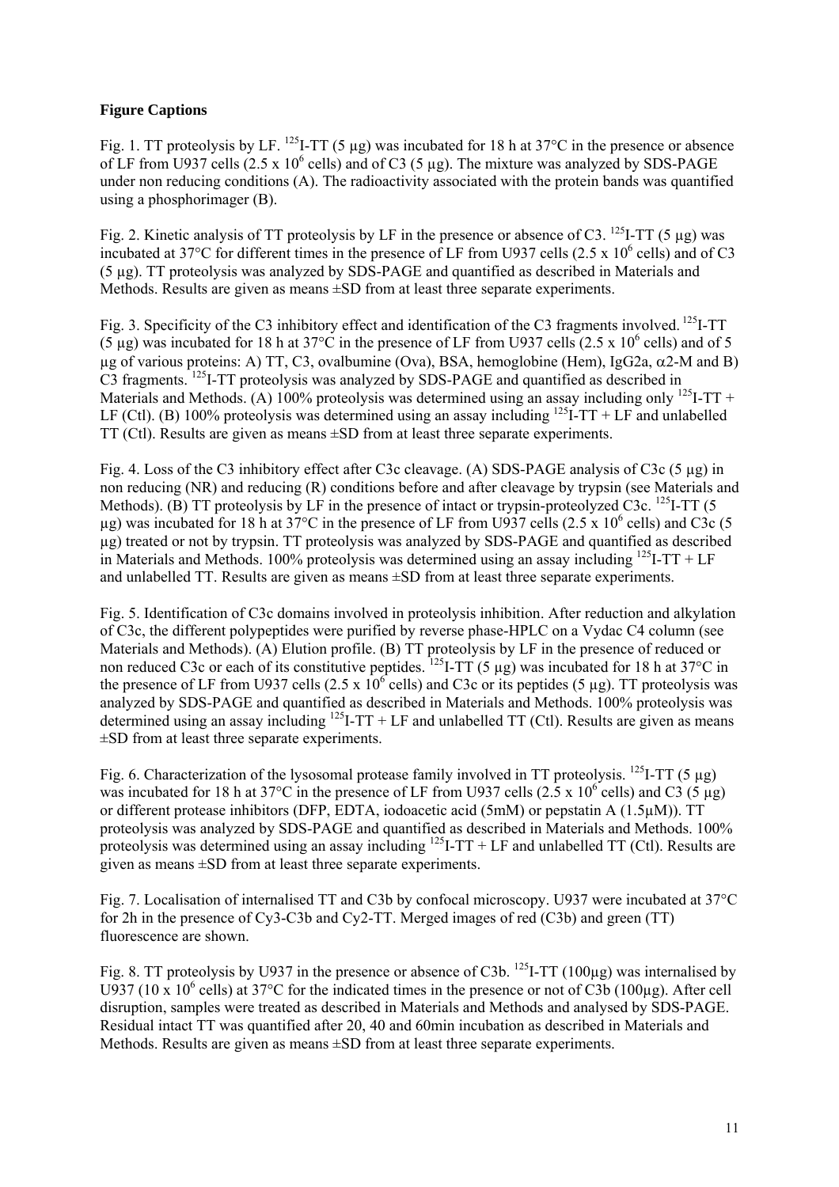**Figure Captions**

Fig. 1. TT proteolysis by LF. $^{125}$I-TT (5 µg) was incubated for 18 h at 37°C in the presence or absence of LF from U937 cells (2.5 x $10^6$ cells) and of C3 (5 µg). The mixture was analyzed by SDS-PAGE under non reducing conditions (A). The radioactivity associated with the protein bands was quantified using a phosphorimager (B).

Fig. 2. Kinetic analysis of TT proteolysis by LF in the presence or absence of C3. $^{125}$I-TT (5 µg) was incubated at 37°C for different times in the presence of LF from U937 cells (2.5 x $10^6$ cells) and of C3 (5 µg). TT proteolysis was analyzed by SDS-PAGE and quantified as described in Materials and Methods. Results are given as means ±SD from at least three separate experiments.

Fig. 3. Specificity of the C3 inhibitory effect and identification of the C3 fragments involved. $^{125}$I-TT (5 µg) was incubated for 18 h at 37°C in the presence of LF from U937 cells (2.5 x $10^6$ cells) and of 5 µg of various proteins: A) TT, C3, ovalbumine (Ova), BSA, hemoglobine (Hem), IgG2a, α2-M and B) C3 fragments. $^{125}$I-TT proteolysis was analyzed by SDS-PAGE and quantified as described in Materials and Methods. (A) 100% proteolysis was determined using an assay including only $^{125}$I-TT + LF (Ctl). (B) 100% proteolysis was determined using an assay including $^{125}$I-TT + LF and unlabelled TT (Ctl). Results are given as means ±SD from at least three separate experiments.

Fig. 4. Loss of the C3 inhibitory effect after C3c cleavage. (A) SDS-PAGE analysis of C3c (5 µg) in non reducing (NR) and reducing (R) conditions before and after cleavage by trypsin (see Materials and Methods). (B) TT proteolysis by LF in the presence of intact or trypsin-proteolyzed C3c. $^{125}$I-TT (5 µg) was incubated for 18 h at 37°C in the presence of LF from U937 cells (2.5 x $10^6$ cells) and C3c (5 µg) treated or not by trypsin. TT proteolysis was analyzed by SDS-PAGE and quantified as described in Materials and Methods. 100% proteolysis was determined using an assay including $^{125}$I-TT + LF and unlabelled TT. Results are given as means ±SD from at least three separate experiments.

Fig. 5. Identification of C3c domains involved in proteolysis inhibition. After reduction and alkylation of C3c, the different polypeptides were purified by reverse phase-HPLC on a Vydac C4 column (see Materials and Methods). (A) Elution profile. (B) TT proteolysis by LF in the presence of reduced or non reduced C3c or each of its constitutive peptides. $^{125}$I-TT (5 µg) was incubated for 18 h at 37°C in the presence of LF from U937 cells (2.5 x $10^6$ cells) and C3c or its peptides (5 µg). TT proteolysis was analyzed by SDS-PAGE and quantified as described in Materials and Methods. 100% proteolysis was determined using an assay including $^{125}$I-TT + LF and unlabelled TT (Ctl). Results are given as means ±SD from at least three separate experiments.

Fig. 6. Characterization of the lysosomal protease family involved in TT proteolysis. $^{125}$I-TT (5 µg) was incubated for 18 h at 37°C in the presence of LF from U937 cells (2.5 x $10^6$ cells) and C3 (5 µg) or different protease inhibitors (DFP, EDTA, iodoacetic acid (5mM) or pepstatin A (1.5µM)). TT proteolysis was analyzed by SDS-PAGE and quantified as described in Materials and Methods. 100% proteolysis was determined using an assay including $^{125}$I-TT + LF and unlabelled TT (Ctl). Results are given as means ±SD from at least three separate experiments.

Fig. 7. Localisation of internalised TT and C3b by confocal microscopy. U937 were incubated at 37°C for 2h in the presence of Cy3-C3b and Cy2-TT. Merged images of red (C3b) and green (TT) fluorescence are shown.

Fig. 8. TT proteolysis by U937 in the presence or absence of C3b. $^{125}$I-TT (100µg) was internalised by U937 (10 x $10^6$ cells) at 37°C for the indicated times in the presence or not of C3b (100µg). After cell disruption, samples were treated as described in Materials and Methods and analysed by SDS-PAGE. Residual intact TT was quantified after 20, 40 and 60min incubation as described in Materials and Methods. Results are given as means ±SD from at least three separate experiments.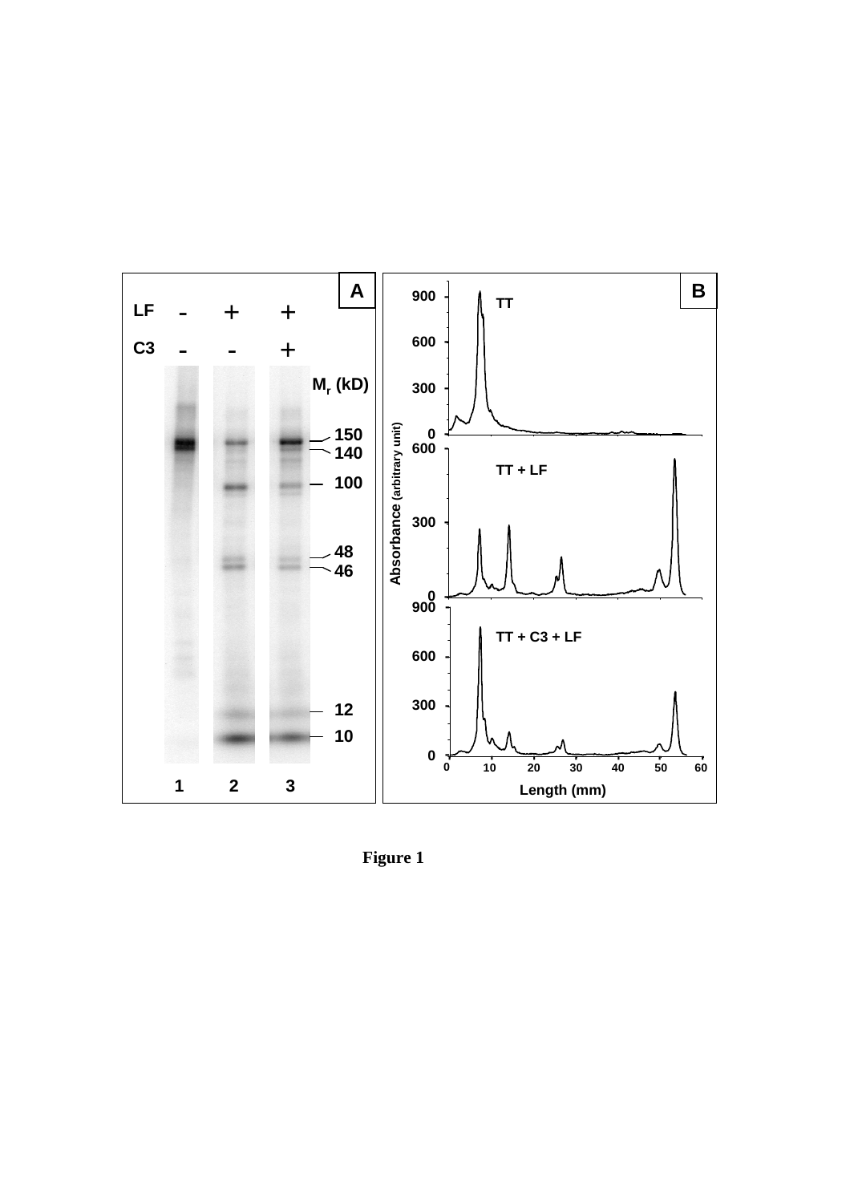**Figure 1**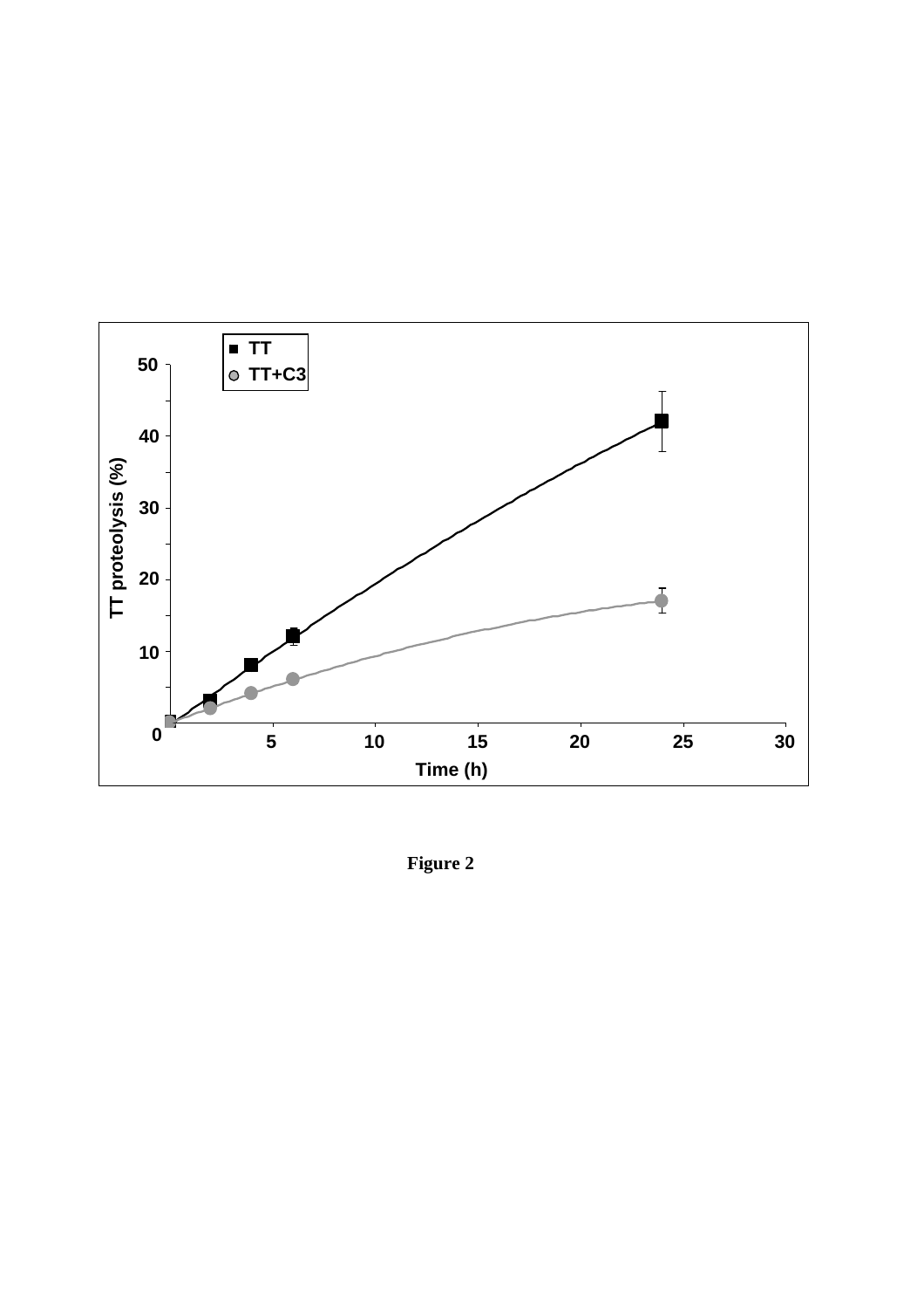Figure 2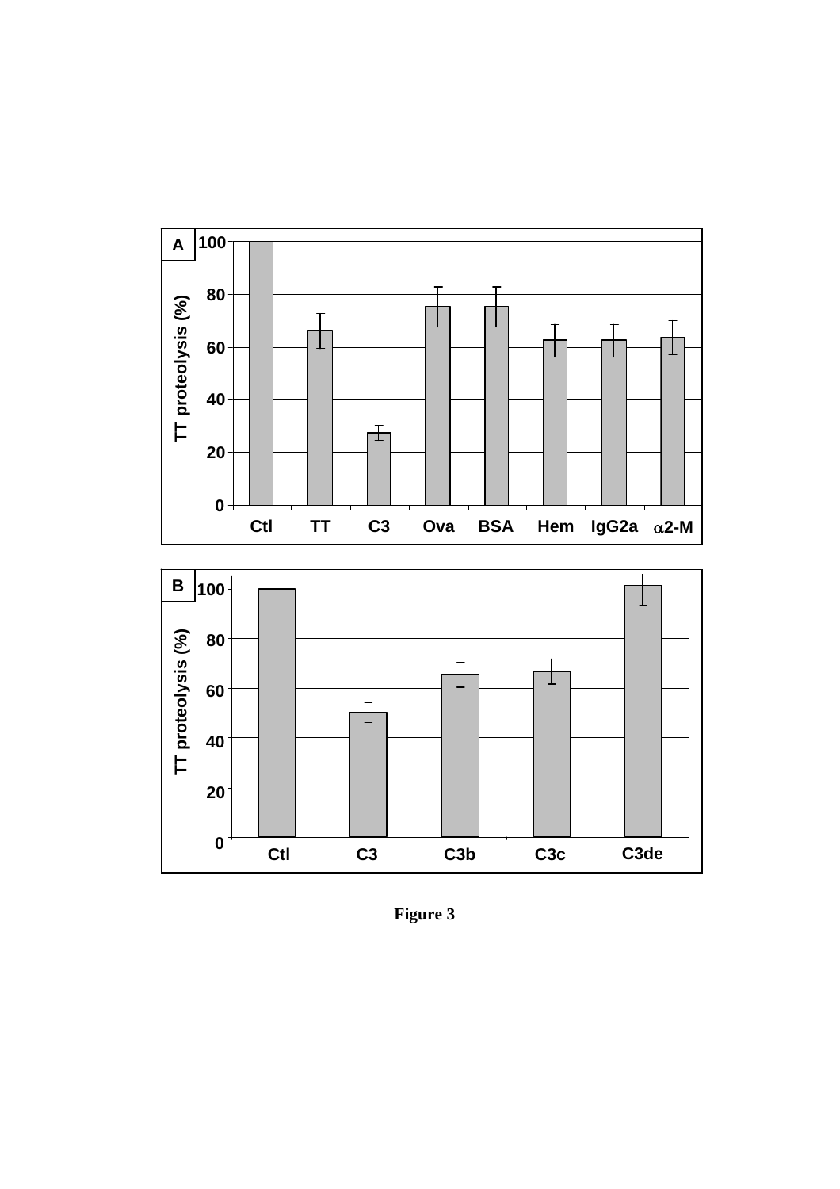**Figure 3**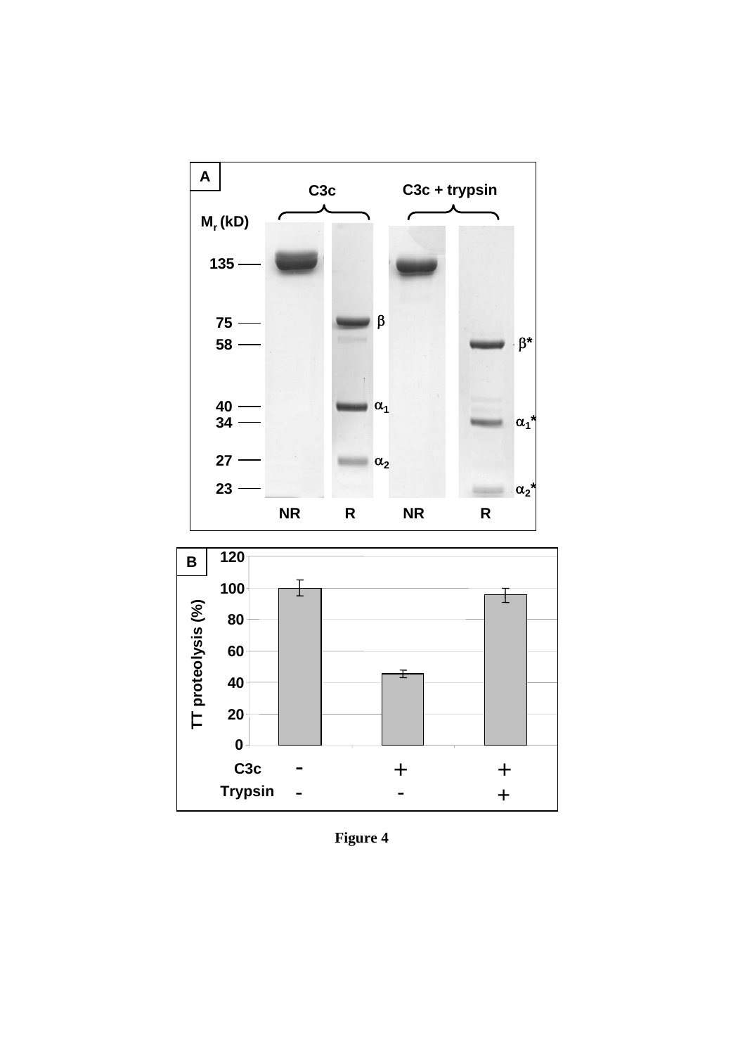Figure 4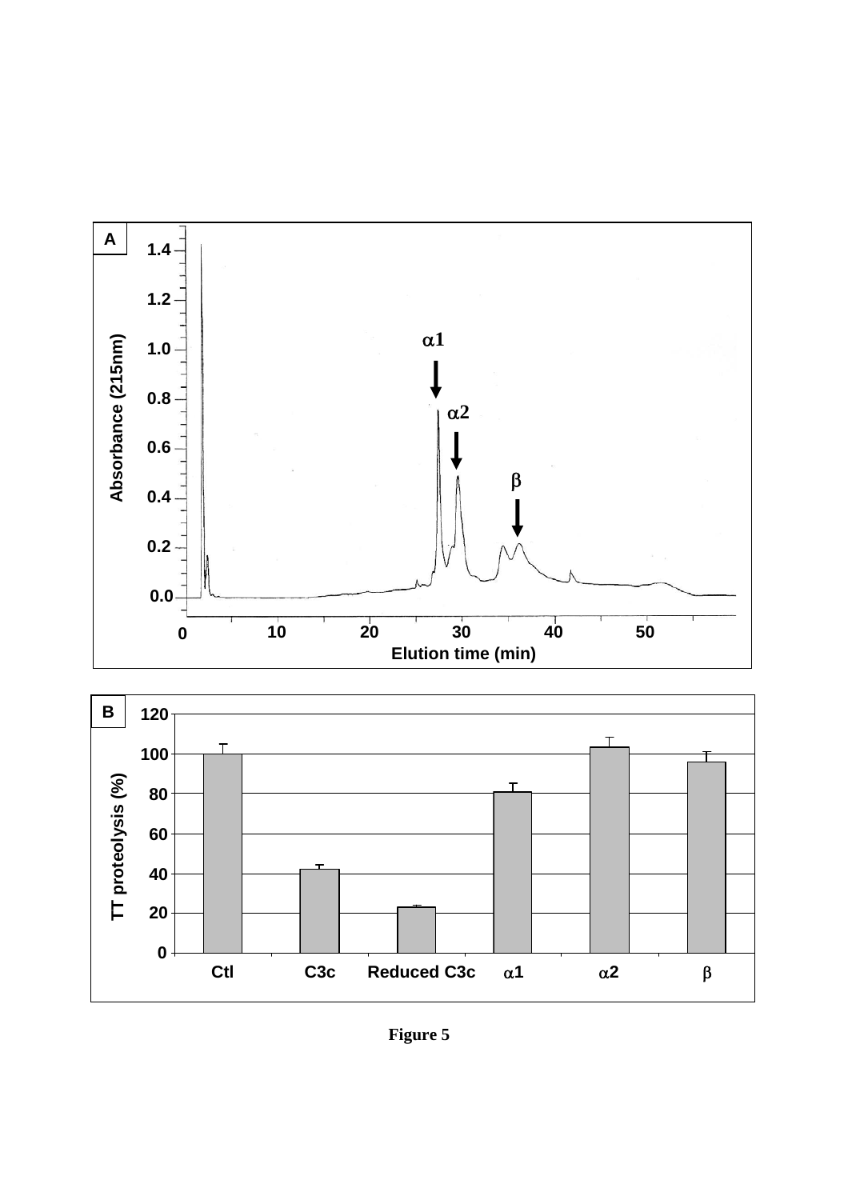**Figure 5**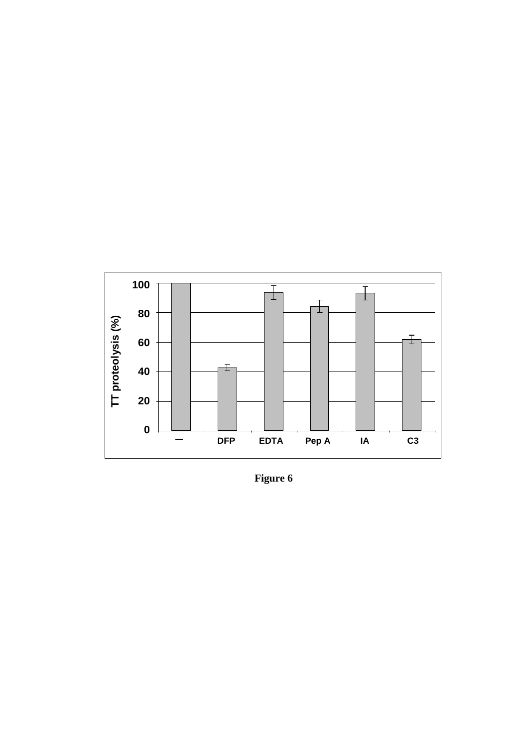Figure 6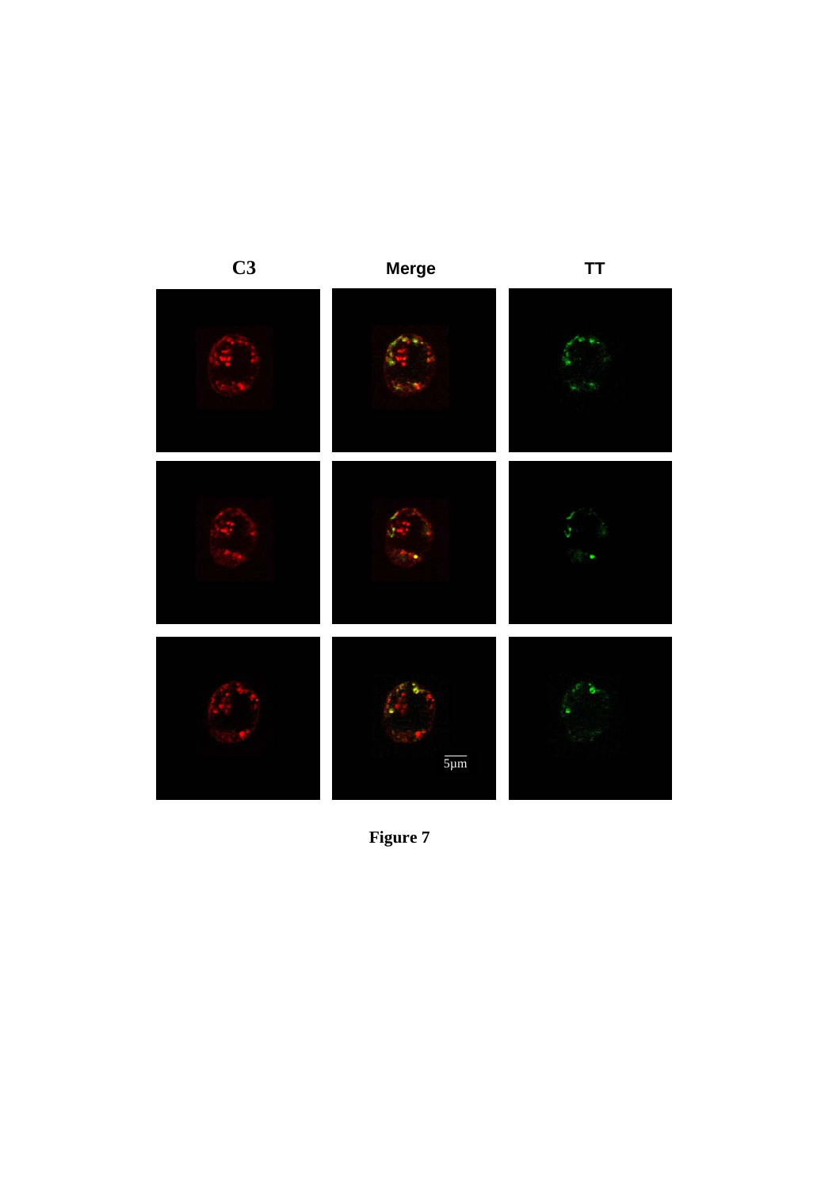**Figure 7**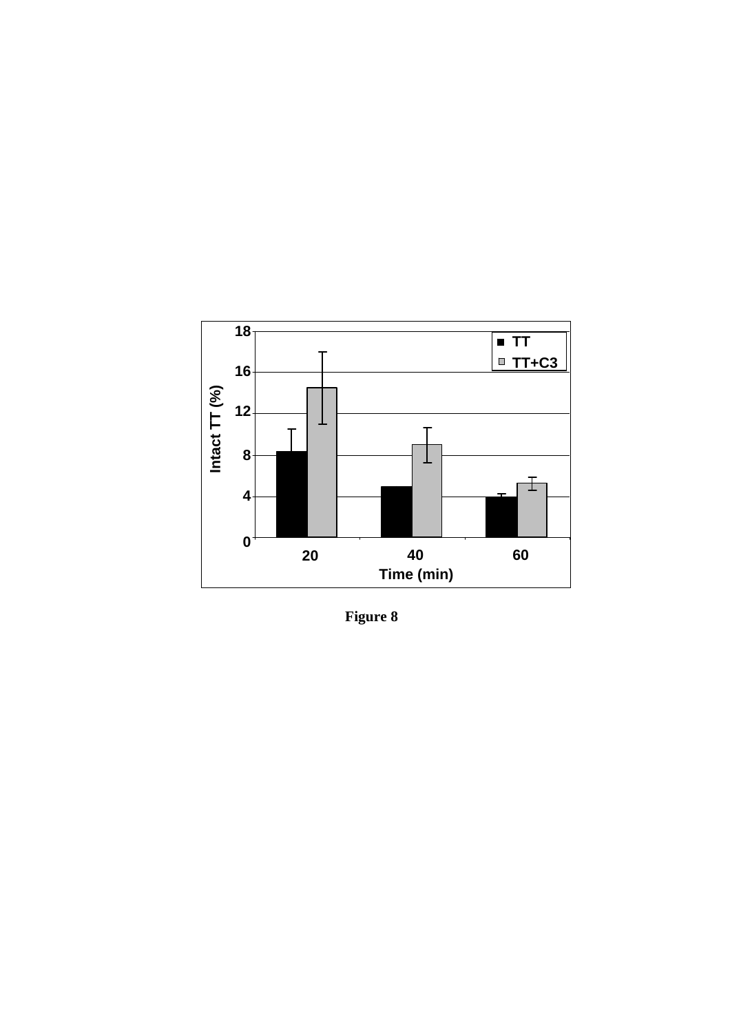18

16

12

8

4

0

Intact TT (%)

TT

TT+C3

20

40

60

Time (min)

**Figure 8**